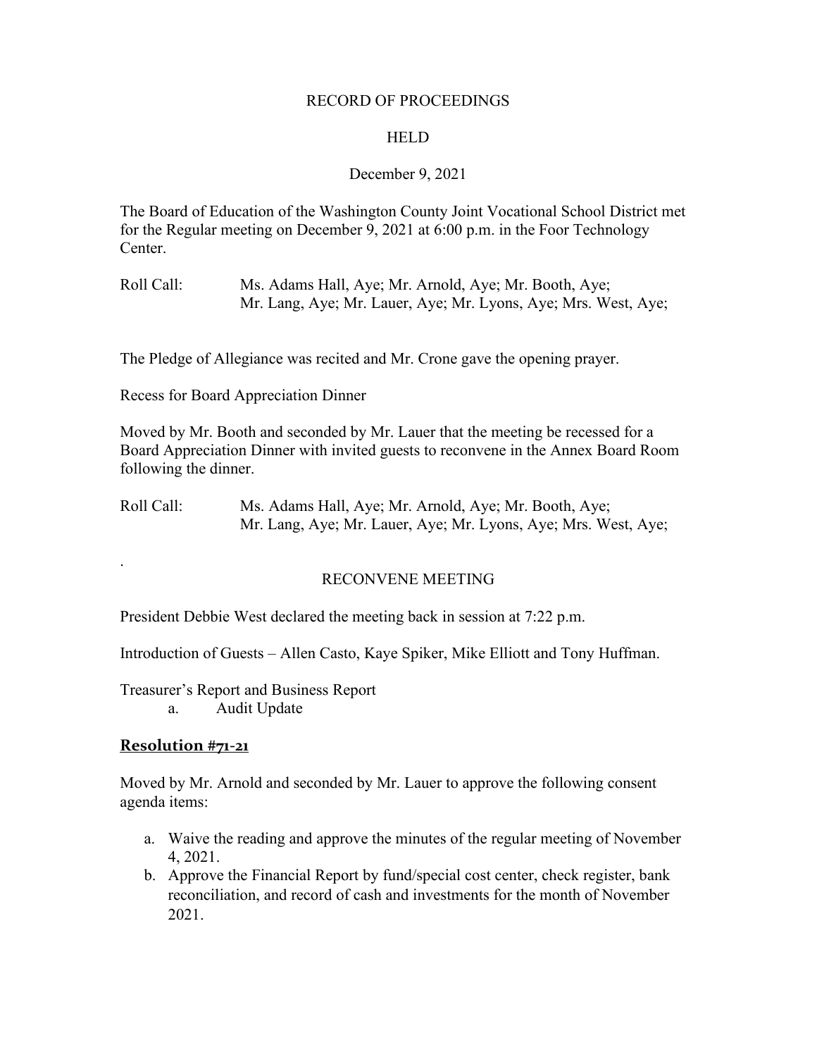RECORD OF PROCEEDINGS

HELD

December 9, 2021

The Board of Education of the Washington County Joint Vocational School District met for the Regular meeting on December 9, 2021 at 6:00 p.m. in the Foor Technology Center.

Roll Call: Ms. Adams Hall, Aye; Mr. Arnold, Aye; Mr. Booth, Aye; Mr. Lang, Aye; Mr. Lauer, Aye; Mr. Lyons, Aye; Mrs. West, Aye;

The Pledge of Allegiance was recited and Mr. Crone gave the opening prayer.

Recess for Board Appreciation Dinner

Moved by Mr. Booth and seconded by Mr. Lauer that the meeting be recessed for a Board Appreciation Dinner with invited guests to reconvene in the Annex Board Room following the dinner.

Roll Call: Ms. Adams Hall, Aye; Mr. Arnold, Aye; Mr. Booth, Aye; Mr. Lang, Aye; Mr. Lauer, Aye; Mr. Lyons, Aye; Mrs. West, Aye;

.

RECONVENE MEETING

President Debbie West declared the meeting back in session at 7:22 p.m.

Introduction of Guests – Allen Casto, Kaye Spiker, Mike Elliott and Tony Huffman.

Treasurer's Report and Business Report

a. Audit Update

## Resolution #71-21

Moved by Mr. Arnold and seconded by Mr. Lauer to approve the following consent agenda items:

a. Waive the reading and approve the minutes of the regular meeting of November 4, 2021.
b. Approve the Financial Report by fund/special cost center, check register, bank reconciliation, and record of cash and investments for the month of November 2021.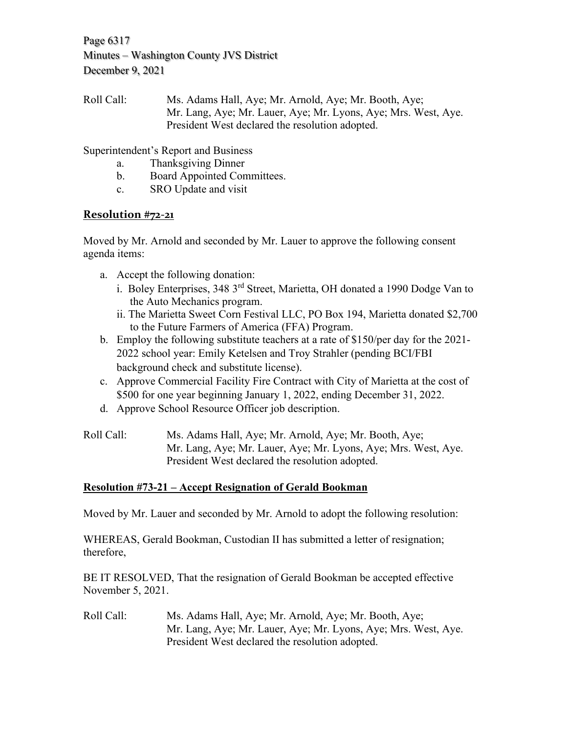Roll Call: Ms. Adams Hall, Aye; Mr. Arnold, Aye; Mr. Booth, Aye; Mr. Lang, Aye; Mr. Lauer, Aye; Mr. Lyons, Aye; Mrs. West, Aye. President West declared the resolution adopted.

Superintendent's Report and Business

a. Thanksgiving Dinner
b. Board Appointed Committees.
c. SRO Update and visit

## **Resolution #72-21**

Moved by Mr. Arnold and seconded by Mr. Lauer to approve the following consent agenda items:

a. Accept the following donation:
   i. Boley Enterprises, 348 3rd Street, Marietta, OH donated a 1990 Dodge Van to the Auto Mechanics program.
   ii. The Marietta Sweet Corn Festival LLC, PO Box 194, Marietta donated $2,700 to the Future Farmers of America (FFA) Program.
b. Employ the following substitute teachers at a rate of $150/per day for the 2021-2022 school year: Emily Ketelsen and Troy Strahler (pending BCI/FBI background check and substitute license).
c. Approve Commercial Facility Fire Contract with City of Marietta at the cost of $500 for one year beginning January 1, 2022, ending December 31, 2022.
d. Approve School Resource Officer job description.

Roll Call: Ms. Adams Hall, Aye; Mr. Arnold, Aye; Mr. Booth, Aye; Mr. Lang, Aye; Mr. Lauer, Aye; Mr. Lyons, Aye; Mrs. West, Aye. President West declared the resolution adopted.

## **Resolution #73-21 – Accept Resignation of Gerald Bookman**

Moved by Mr. Lauer and seconded by Mr. Arnold to adopt the following resolution:

WHEREAS, Gerald Bookman, Custodian II has submitted a letter of resignation; therefore,

BE IT RESOLVED, That the resignation of Gerald Bookman be accepted effective November 5, 2021.

Roll Call: Ms. Adams Hall, Aye; Mr. Arnold, Aye; Mr. Booth, Aye; Mr. Lang, Aye; Mr. Lauer, Aye; Mr. Lyons, Aye; Mrs. West, Aye. President West declared the resolution adopted.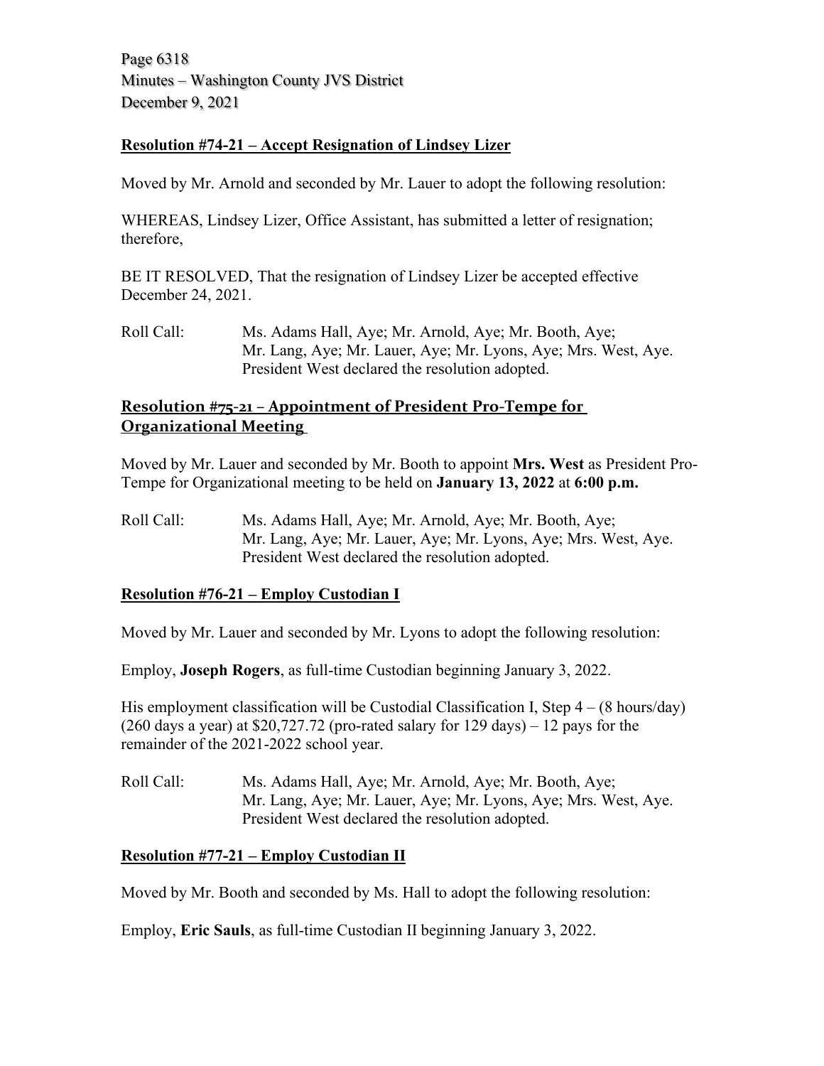### Resolution #74-21 – Accept Resignation of Lindsey Lizer

Moved by Mr. Arnold and seconded by Mr. Lauer to adopt the following resolution:

WHEREAS, Lindsey Lizer, Office Assistant, has submitted a letter of resignation; therefore,

BE IT RESOLVED, That the resignation of Lindsey Lizer be accepted effective December 24, 2021.

Roll Call: Ms. Adams Hall, Aye; Mr. Arnold, Aye; Mr. Booth, Aye; Mr. Lang, Aye; Mr. Lauer, Aye; Mr. Lyons, Aye; Mrs. West, Aye. President West declared the resolution adopted.

### Resolution #75-21 – Appointment of President Pro-Tempe for Organizational Meeting

Moved by Mr. Lauer and seconded by Mr. Booth to appoint **Mrs. West** as President Pro-Tempe for Organizational meeting to be held on **January 13, 2022** at **6:00 p.m.**

Roll Call: Ms. Adams Hall, Aye; Mr. Arnold, Aye; Mr. Booth, Aye; Mr. Lang, Aye; Mr. Lauer, Aye; Mr. Lyons, Aye; Mrs. West, Aye. President West declared the resolution adopted.

### Resolution #76-21 – Employ Custodian I

Moved by Mr. Lauer and seconded by Mr. Lyons to adopt the following resolution:

Employ, **Joseph Rogers**, as full-time Custodian beginning January 3, 2022.

His employment classification will be Custodial Classification I, Step 4 – (8 hours/day) (260 days a year) at $20,727.72 (pro-rated salary for 129 days) – 12 pays for the remainder of the 2021-2022 school year.

Roll Call: Ms. Adams Hall, Aye; Mr. Arnold, Aye; Mr. Booth, Aye; Mr. Lang, Aye; Mr. Lauer, Aye; Mr. Lyons, Aye; Mrs. West, Aye. President West declared the resolution adopted.

### Resolution #77-21 – Employ Custodian II

Moved by Mr. Booth and seconded by Ms. Hall to adopt the following resolution:

Employ, **Eric Sauls**, as full-time Custodian II beginning January 3, 2022.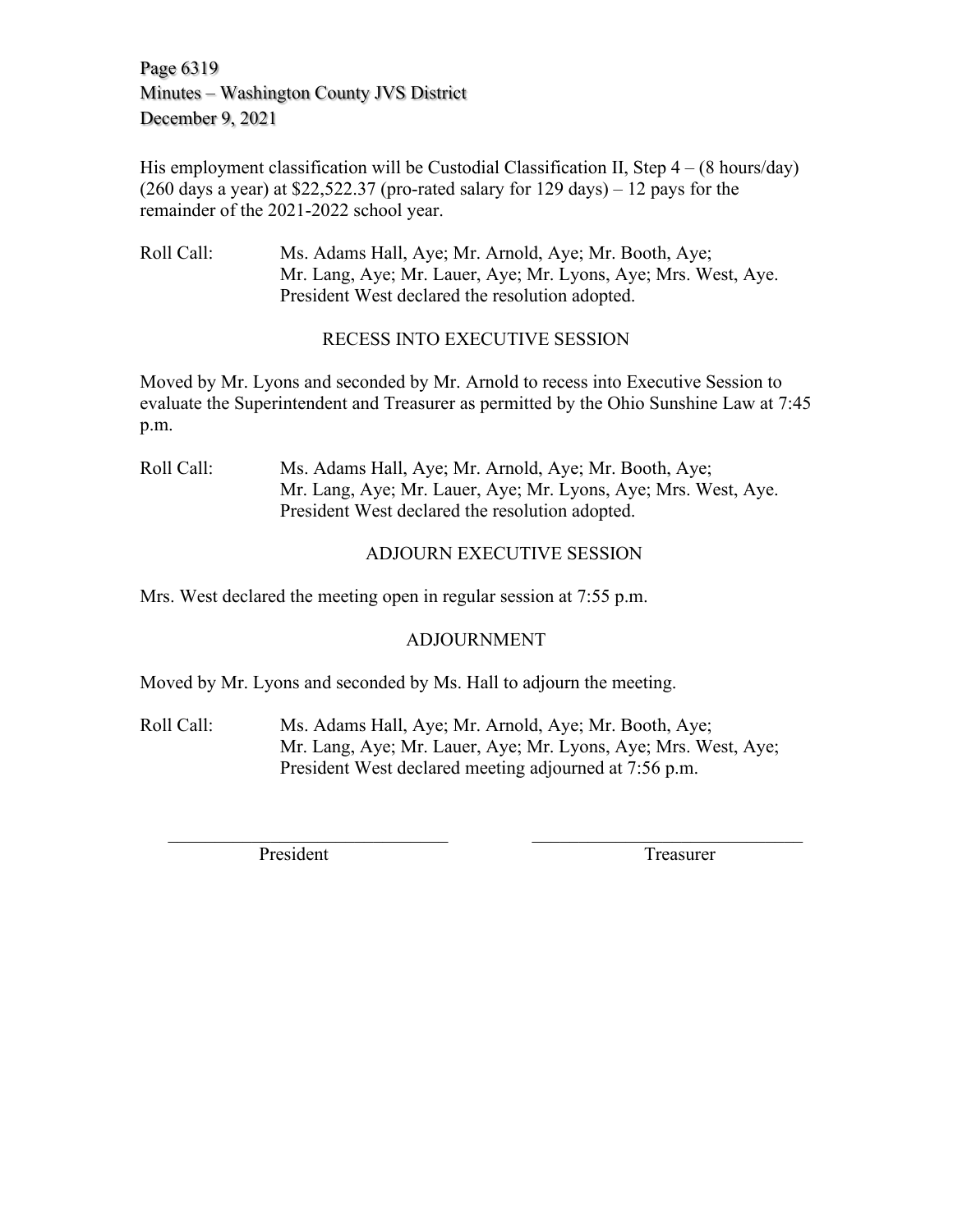His employment classification will be Custodial Classification II, Step 4 – (8 hours/day) (260 days a year) at $22,522.37 (pro-rated salary for 129 days) – 12 pays for the remainder of the 2021-2022 school year.

Roll Call: Ms. Adams Hall, Aye; Mr. Arnold, Aye; Mr. Booth, Aye; Mr. Lang, Aye; Mr. Lauer, Aye; Mr. Lyons, Aye; Mrs. West, Aye. President West declared the resolution adopted.

## RECESS INTO EXECUTIVE SESSION

Moved by Mr. Lyons and seconded by Mr. Arnold to recess into Executive Session to evaluate the Superintendent and Treasurer as permitted by the Ohio Sunshine Law at 7:45 p.m.

Roll Call: Ms. Adams Hall, Aye; Mr. Arnold, Aye; Mr. Booth, Aye; Mr. Lang, Aye; Mr. Lauer, Aye; Mr. Lyons, Aye; Mrs. West, Aye. President West declared the resolution adopted.

## ADJOURN EXECUTIVE SESSION

Mrs. West declared the meeting open in regular session at 7:55 p.m.

## ADJOURNMENT

Moved by Mr. Lyons and seconded by Ms. Hall to adjourn the meeting.

Roll Call: Ms. Adams Hall, Aye; Mr. Arnold, Aye; Mr. Booth, Aye; Mr. Lang, Aye; Mr. Lauer, Aye; Mr. Lyons, Aye; Mrs. West, Aye; President West declared meeting adjourned at 7:56 p.m.

\_\_\_\_\_\_\_\_\_\_\_\_\_\_\_\_\_\_\_\_\_\_\_\_\_\_\_\_\_\_ President

\_\_\_\_\_\_\_\_\_\_\_\_\_\_\_\_\_\_\_\_\_\_\_\_\_\_\_\_\_\_ Treasurer